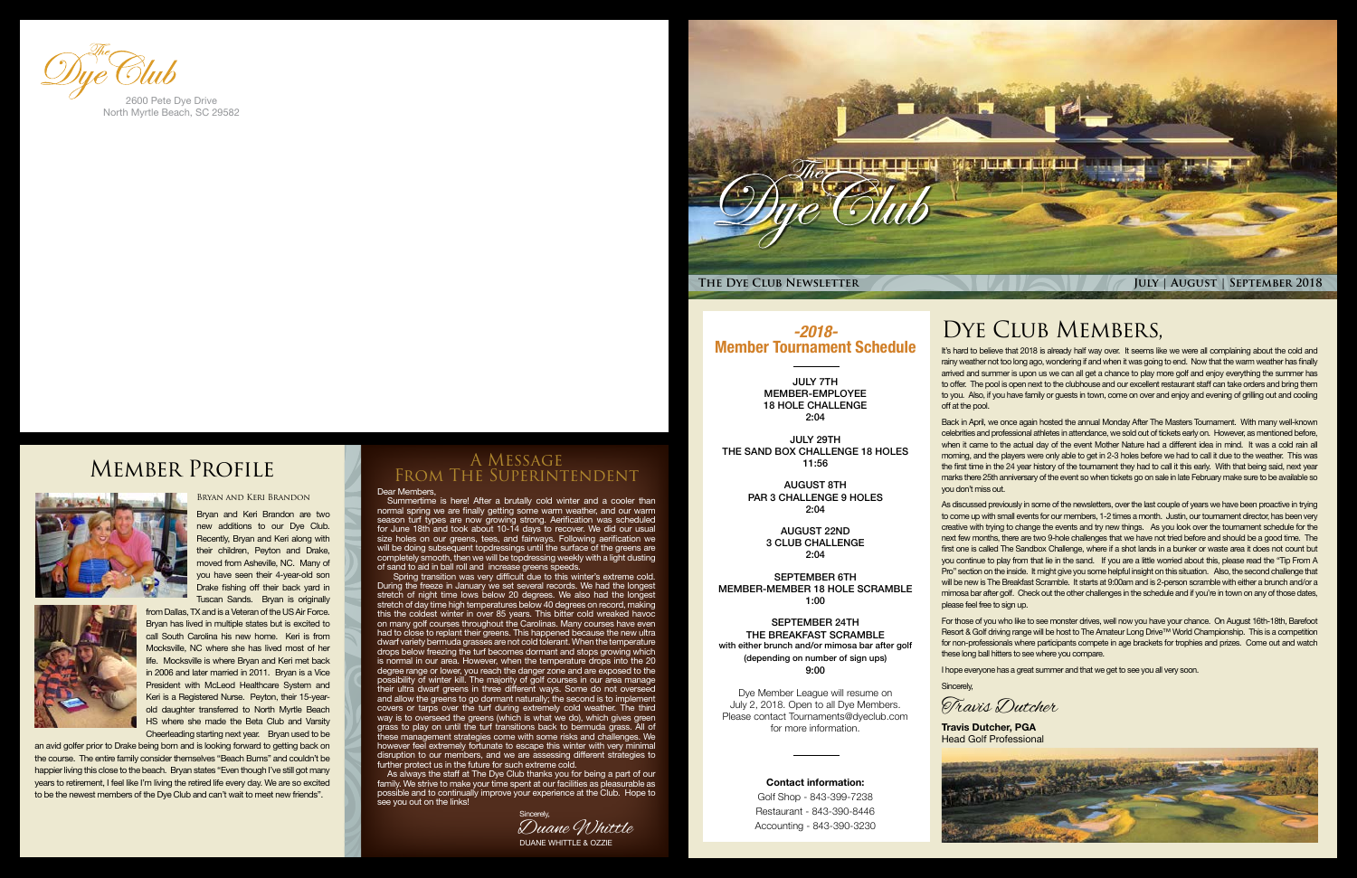The Dye Club

2600 Pete Dye Drive
North Myrtle Beach, SC 29582

# Member Profile

### Bryan and Keri Brandon

Bryan and Keri Brandon are two new additions to our Dye Club. Recently, Bryan and Keri along with their children, Peyton and Drake, moved from Asheville, NC. Many of you have seen their 4-year-old son Drake fishing off their back yard in Tuscan Sands. Bryan is originally from Dallas, TX and is a Veteran of the US Air Force. Bryan has lived in multiple states but is excited to call South Carolina his new home. Keri is from Mocksville, NC where she has lived most of her life. Mocksville is where Bryan and Keri met back in 2006 and later married in 2011. Bryan is a Vice President with McLeod Healthcare System and Keri is a Registered Nurse. Peyton, their 15-year-old daughter transferred to North Myrtle Beach HS where she made the Beta Club and Varsity Cheerleading starting next year. Bryan used to be an avid golfer prior to Drake being born and is looking forward to getting back on the course. The entire family consider themselves "Beach Bums" and couldn't be happier living this close to the beach. Bryan states "Even though I've still got many years to retirement, I feel like I'm living the retired life every day. We are so excited to be the newest members of the Dye Club and can't wait to meet new friends".

# A Message From The Superintendent

Dear Members,

Summertime is here! After a brutally cold winter and a cooler than normal spring we are finally getting some warm weather, and our warm season turf types are now growing strong. Aerification was scheduled for June 18th and took about 10-14 days to recover. We did our usual size holes on our greens, tees, and fairways. Following aerification we will be doing subsequent topdressings until the surface of the greens are completely smooth, then we will be topdressing weekly with a light dusting of sand to aid in ball roll and increase greens speeds.

Spring transition was very difficult due to this winter's extreme cold. During the freeze in January we set several records. We had the longest stretch of night time lows below 20 degrees. We also had the longest stretch of day time high temperatures below 40 degrees on record, making this the coldest winter in over 85 years. This bitter cold wreaked havoc on many golf courses throughout the Carolinas. Many courses have even had to close to replant their greens. This happened because the new ultra dwarf variety bermuda grasses are not cold tolerant. When the temperature drops below freezing the turf becomes dormant and stops growing which is normal in our area. However, when the temperature drops into the 20 degree range or lower, you reach the danger zone and are exposed to the possibility of winter kill. The majority of golf courses in our area manage their ultra dwarf greens in three different ways. Some do not overseed and allow the greens to go dormant naturally; the second is to implement covers or tarps over the turf during extremely cold weather. The third way is to overseed the greens (which is what we do), which gives green grass to play on until the turf transitions back to bermuda grass. All of these management strategies come with some risks and challenges. We however feel extremely fortunate to escape this winter with very minimal disruption to our members, and we are assessing different strategies to further protect us in the future for such extreme cold.

As always the staff at The Dye Club thanks you for being a part of our family. We strive to make your time spent at our facilities as pleasurable as possible and to continually improve your experience at the Club. Hope to see you out on the links!

Sincerely,

*Duane Whittle*

DUANE WHITTLE & OZZIE

---

The Dye Club

**The Dye Club Newsletter** — **July | August | September 2018**

## -2018- Member Tournament Schedule

**JULY 7TH**
**MEMBER-EMPLOYEE**
**18 HOLE CHALLENGE**
**2:04**

**JULY 29TH**
**THE SAND BOX CHALLENGE 18 HOLES**
**11:56**

**AUGUST 8TH**
**PAR 3 CHALLENGE 9 HOLES**
**2:04**

**AUGUST 22ND**
**3 CLUB CHALLENGE**
**2:04**

**SEPTEMBER 6TH**
**MEMBER-MEMBER 18 HOLE SCRAMBLE**
**1:00**

**SEPTEMBER 24TH**
**THE BREAKFAST SCRAMBLE**
**with either brunch and/or mimosa bar after golf**
**(depending on number of sign ups)**
**9:00**

Dye Member League will resume on July 2, 2018. Open to all Dye Members. Please contact Tournaments@dyeclub.com for more information.

**Contact information:**

Golf Shop - 843-399-7238
Restaurant - 843-390-8446
Accounting - 843-390-3230

# Dye Club Members,

It's hard to believe that 2018 is already half way over. It seems like we were all complaining about the cold and rainy weather not too long ago, wondering if and when it was going to end. Now that the warm weather has finally arrived and summer is upon us we can all get a chance to play more golf and enjoy everything the summer has to offer. The pool is open next to the clubhouse and our excellent restaurant staff can take orders and bring them to you. Also, if you have family or guests in town, come on over and enjoy and evening of grilling out and cooling off at the pool.

Back in April, we once again hosted the annual Monday After The Masters Tournament. With many well-known celebrities and professional athletes in attendance, we sold out of tickets early on. However, as mentioned before, when it came to the actual day of the event Mother Nature had a different idea in mind. It was a cold rain all morning, and the players were only able to get in 2-3 holes before we had to call it due to the weather. This was the first time in the 24 year history of the tournament they had to call it this early. With that being said, next year marks there 25th anniversary of the event so when tickets go on sale in late February make sure to be available so you don't miss out.

As discussed previously in some of the newsletters, over the last couple of years we have been proactive in trying to come up with small events for our members, 1-2 times a month. Justin, our tournament director, has been very creative with trying to change the events and try new things. As you look over the tournament schedule for the next few months, there are two 9-hole challenges that we have not tried before and should be a good time. The first one is called The Sandbox Challenge, where if a shot lands in a bunker or waste area it does not count but you continue to play from that lie in the sand. If you are a little worried about this, please read the "Tip From A Pro" section on the inside. It might give you some helpful insight on this situation. Also, the second challenge that will be new is The Breakfast Scramble. It starts at 9:00am and is 2-person scramble with either a brunch and/or a mimosa bar after golf. Check out the other challenges in the schedule and if you're in town on any of those dates, please feel free to sign up.

For those of you who like to see monster drives, well now you have your chance. On August 16th-18th, Barefoot Resort & Golf driving range will be host to The Amateur Long Drive™ World Championship. This is a competition for non-professionals where participants compete in age brackets for trophies and prizes. Come out and watch these long ball hitters to see where you compare.

I hope everyone has a great summer and that we get to see you all very soon.

Sincerely,

*Travis Dutcher*

**Travis Dutcher, PGA**
Head Golf Professional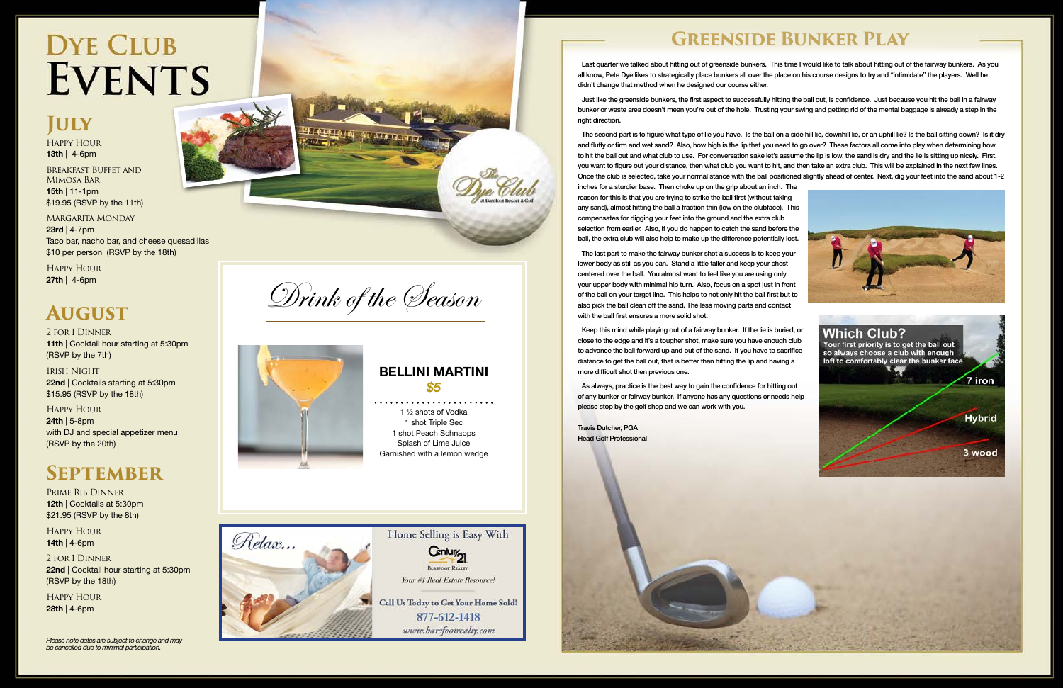# Dye Club Events

## July

**Happy Hour**
**13th** | 4-6pm

**Breakfast Buffet and Mimosa Bar**
**15th** | 11-1pm
$19.95 (RSVP by the 11th)

**Margarita Monday**
**23rd** | 4-7pm
Taco bar, nacho bar, and cheese quesadillas
$10 per person (RSVP by the 18th)

**Happy Hour**
**27th** | 4-6pm

## August

**2 for 1 Dinner**
**11th** | Cocktail hour starting at 5:30pm
(RSVP by the 7th)

**Irish Night**
**22nd** | Cocktails starting at 5:30pm
$15.95 (RSVP by the 18th)

**Happy Hour**
**24th** | 5-8pm
with DJ and special appetizer menu
(RSVP by the 20th)

## September

**Prime Rib Dinner**
**12th** | Cocktails at 5:30pm
$21.95 (RSVP by the 8th)

**Happy Hour**
**14th** | 4-6pm

**2 for 1 Dinner**
**22nd** | Cocktail hour starting at 5:30pm
(RSVP by the 18th)

**Happy Hour**
**28th** | 4-6pm

*Please note dates are subject to change and may be cancelled due to minimal participation.*

The Dye Club at Barefoot Resort & Golf

## Drink of the Season

### BELLINI MARTINI
*$5*

1 ½ shots of Vodka
1 shot Triple Sec
1 shot Peach Schnapps
Splash of Lime Juice
Garnished with a lemon wedge

*Relax...*

Home Selling is Easy With
Century 21 Barefoot Realty
*Your #1 Real Estate Resource!*
**Call Us Today to Get Your Home Sold!**
877-612-1418
*www.barefootrealty.com*

# Greenside Bunker Play

Last quarter we talked about hitting out of greenside bunkers. This time I would like to talk about hitting out of the fairway bunkers. As you all know, Pete Dye likes to strategically place bunkers all over the place on his course designs to try and "intimidate" the players. Well he didn't change that method when he designed our course either.

Just like the greenside bunkers, the first aspect to successfully hitting the ball out, is confidence. Just because you hit the ball in a fairway bunker or waste area doesn't mean you're out of the hole. Trusting your swing and getting rid of the mental baggage is already a step in the right direction.

The second part is to figure what type of lie you have. Is the ball on a side hill lie, downhill lie, or an uphill lie? Is the ball sitting down? Is it dry and fluffy or firm and wet sand? Also, how high is the lip that you need to go over? These factors all come into play when determining how to hit the ball out and what club to use. For conversation sake let's assume the lip is low, the sand is dry and the lie is sitting up nicely. First, you want to figure out your distance, then what club you want to hit, and then take an extra club. This will be explained in the next few lines. Once the club is selected, take your normal stance with the ball positioned slightly ahead of center. Next, dig your feet into the sand about 1-2 inches for a sturdier base. Then choke up on the grip about an inch. The reason for this is that you are trying to strike the ball first (without taking any sand), almost hitting the ball a fraction thin (low on the clubface). This compensates for digging your feet into the ground and the extra club selection from earlier. Also, if you do happen to catch the sand before the ball, the extra club will also help to make up the difference potentially lost.

The last part to make the fairway bunker shot a success is to keep your lower body as still as you can. Stand a little taller and keep your chest centered over the ball. You almost want to feel like you are using only your upper body with minimal hip turn. Also, focus on a spot just in front of the ball on your target line. This helps to not only hit the ball first but to also pick the ball clean off the sand. The less moving parts and contact with the ball first ensures a more solid shot.

Keep this mind while playing out of a fairway bunker. If the lie is buried, or close to the edge and it's a tougher shot, make sure you have enough club to advance the ball forward up and out of the sand. If you have to sacrifice distance to get the ball out, that is better than hitting the lip and having a more difficult shot then previous one.

As always, practice is the best way to gain the confidence for hitting out of any bunker or fairway bunker. If anyone has any questions or needs help please stop by the golf shop and we can work with you.

Travis Dutcher, PGA
Head Golf Professional

**Which Club?**
Your first priority is to get the ball out so always choose a club with enough loft to comfortably clear the bunker face.

7 iron
Hybrid
3 wood